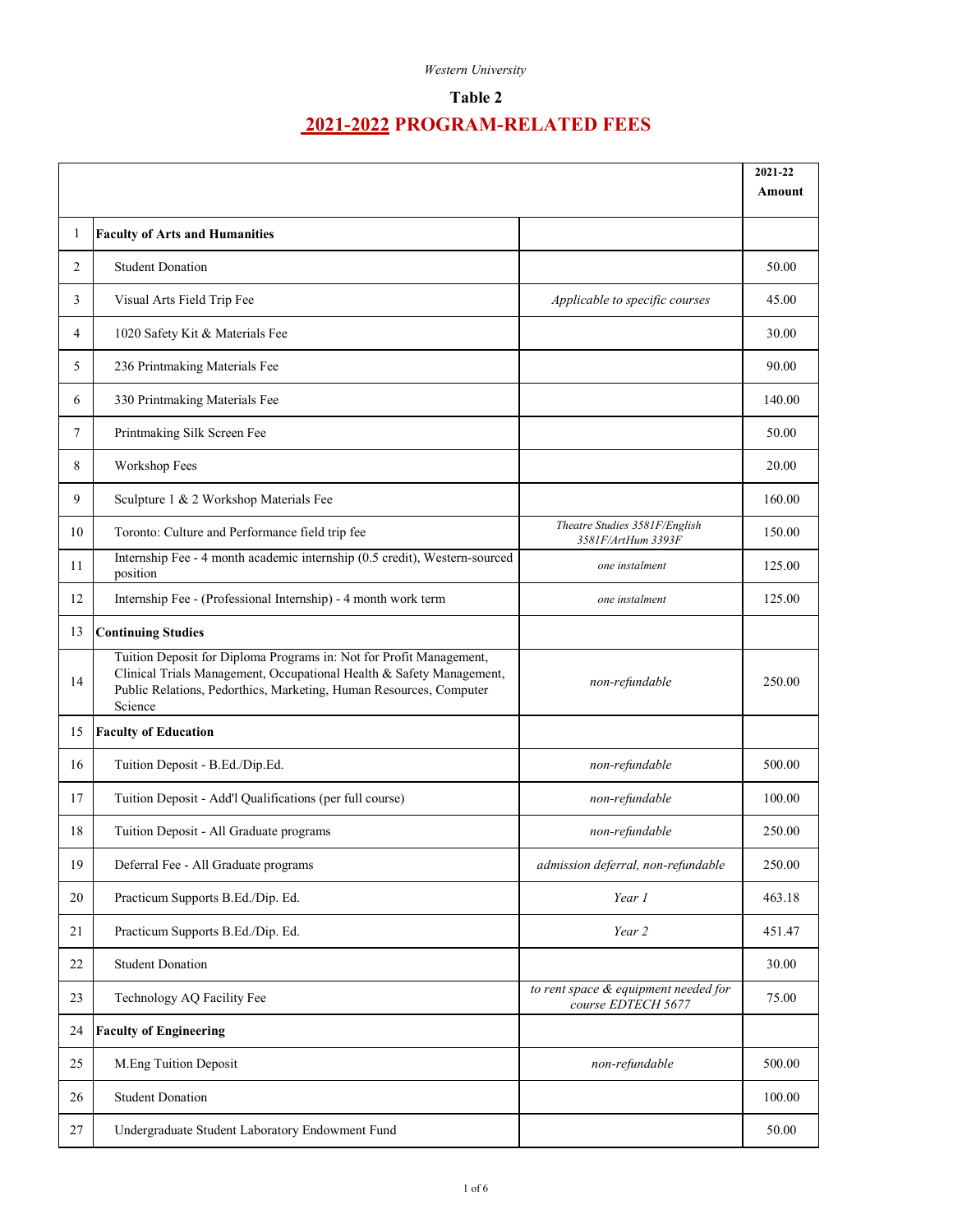Western University

**Table 2**

# 2021-2022 PROGRAM-RELATED FEES

| | | | 2021-22 Amount |
|---|---|---|---|
| 1 | **Faculty of Arts and Humanities** | | |
| 2 | Student Donation | | 50.00 |
| 3 | Visual Arts Field Trip Fee | *Applicable to specific courses* | 45.00 |
| 4 | 1020 Safety Kit & Materials Fee | | 30.00 |
| 5 | 236 Printmaking Materials Fee | | 90.00 |
| 6 | 330 Printmaking Materials Fee | | 140.00 |
| 7 | Printmaking Silk Screen Fee | | 50.00 |
| 8 | Workshop Fees | | 20.00 |
| 9 | Sculpture 1 & 2 Workshop Materials Fee | | 160.00 |
| 10 | Toronto: Culture and Performance field trip fee | *Theatre Studies 3581F/English 3581F/ArtHum 3393F* | 150.00 |
| 11 | Internship Fee - 4 month academic internship (0.5 credit), Western-sourced position | *one instalment* | 125.00 |
| 12 | Internship Fee - (Professional Internship) - 4 month work term | *one instalment* | 125.00 |
| 13 | **Continuing Studies** | | |
| 14 | Tuition Deposit for Diploma Programs in: Not for Profit Management, Clinical Trials Management, Occupational Health & Safety Management, Public Relations, Pedorthics, Marketing, Human Resources, Computer Science | *non-refundable* | 250.00 |
| 15 | **Faculty of Education** | | |
| 16 | Tuition Deposit - B.Ed./Dip.Ed. | *non-refundable* | 500.00 |
| 17 | Tuition Deposit - Add'l Qualifications (per full course) | *non-refundable* | 100.00 |
| 18 | Tuition Deposit - All Graduate programs | *non-refundable* | 250.00 |
| 19 | Deferral Fee - All Graduate programs | *admission deferral, non-refundable* | 250.00 |
| 20 | Practicum Supports B.Ed./Dip. Ed. | *Year 1* | 463.18 |
| 21 | Practicum Supports B.Ed./Dip. Ed. | *Year 2* | 451.47 |
| 22 | Student Donation | | 30.00 |
| 23 | Technology AQ Facility Fee | *to rent space & equipment needed for course EDTECH 5677* | 75.00 |
| 24 | **Faculty of Engineering** | | |
| 25 | M.Eng Tuition Deposit | *non-refundable* | 500.00 |
| 26 | Student Donation | | 100.00 |
| 27 | Undergraduate Student Laboratory Endowment Fund | | 50.00 |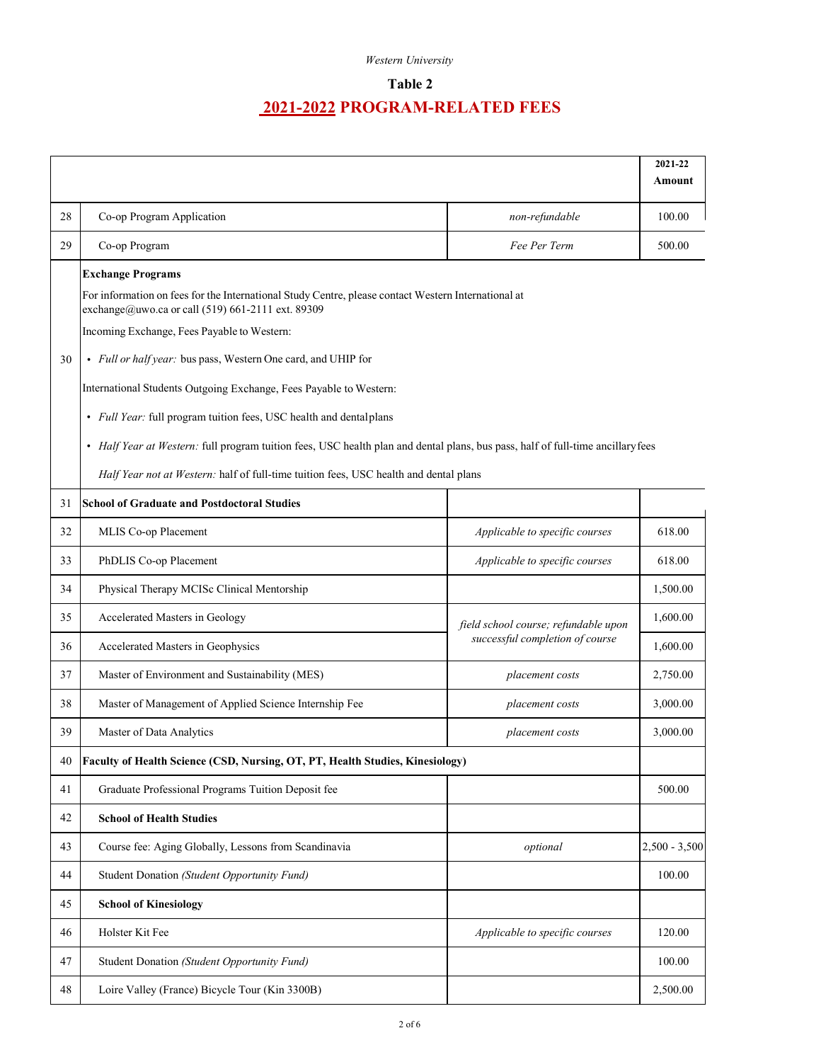Western University

## Table 2

# 2021-2022 PROGRAM-RELATED FEES

| | | | 2021-22 Amount |
|---|---|---|---|
| 28 | Co-op Program Application | *non-refundable* | 100.00 |
| 29 | Co-op Program | *Fee Per Term* | 500.00 |
| 30 | **Exchange Programs**<br>For information on fees for the International Study Centre, please contact Western International at exchange@uwo.ca or call (519) 661-2111 ext. 89309<br>Incoming Exchange, Fees Payable to Western:<br>• *Full or half year:* bus pass, Western One card, and UHIP for<br>International Students Outgoing Exchange, Fees Payable to Western:<br>• *Full Year:* full program tuition fees, USC health and dental plans<br>• *Half Year at Western:* full program tuition fees, USC health plan and dental plans, bus pass, half of full-time ancillary fees<br>*Half Year not at Western:* half of full-time tuition fees, USC health and dental plans | | |
| 31 | **School of Graduate and Postdoctoral Studies** | | |
| 32 | MLIS Co-op Placement | *Applicable to specific courses* | 618.00 |
| 33 | PhDLIS Co-op Placement | *Applicable to specific courses* | 618.00 |
| 34 | Physical Therapy MCISc Clinical Mentorship | | 1,500.00 |
| 35 | Accelerated Masters in Geology | *field school course; refundable upon successful completion of course* | 1,600.00 |
| 36 | Accelerated Masters in Geophysics | *field school course; refundable upon successful completion of course* | 1,600.00 |
| 37 | Master of Environment and Sustainability (MES) | *placement costs* | 2,750.00 |
| 38 | Master of Management of Applied Science Internship Fee | *placement costs* | 3,000.00 |
| 39 | Master of Data Analytics | *placement costs* | 3,000.00 |
| 40 | **Faculty of Health Science (CSD, Nursing, OT, PT, Health Studies, Kinesiology)** | | |
| 41 | Graduate Professional Programs Tuition Deposit fee | | 500.00 |
| 42 | **School of Health Studies** | | |
| 43 | Course fee: Aging Globally, Lessons from Scandinavia | *optional* | 2,500 - 3,500 |
| 44 | Student Donation *(Student Opportunity Fund)* | | 100.00 |
| 45 | **School of Kinesiology** | | |
| 46 | Holster Kit Fee | *Applicable to specific courses* | 120.00 |
| 47 | Student Donation *(Student Opportunity Fund)* | | 100.00 |
| 48 | Loire Valley (France) Bicycle Tour (Kin 3300B) | | 2,500.00 |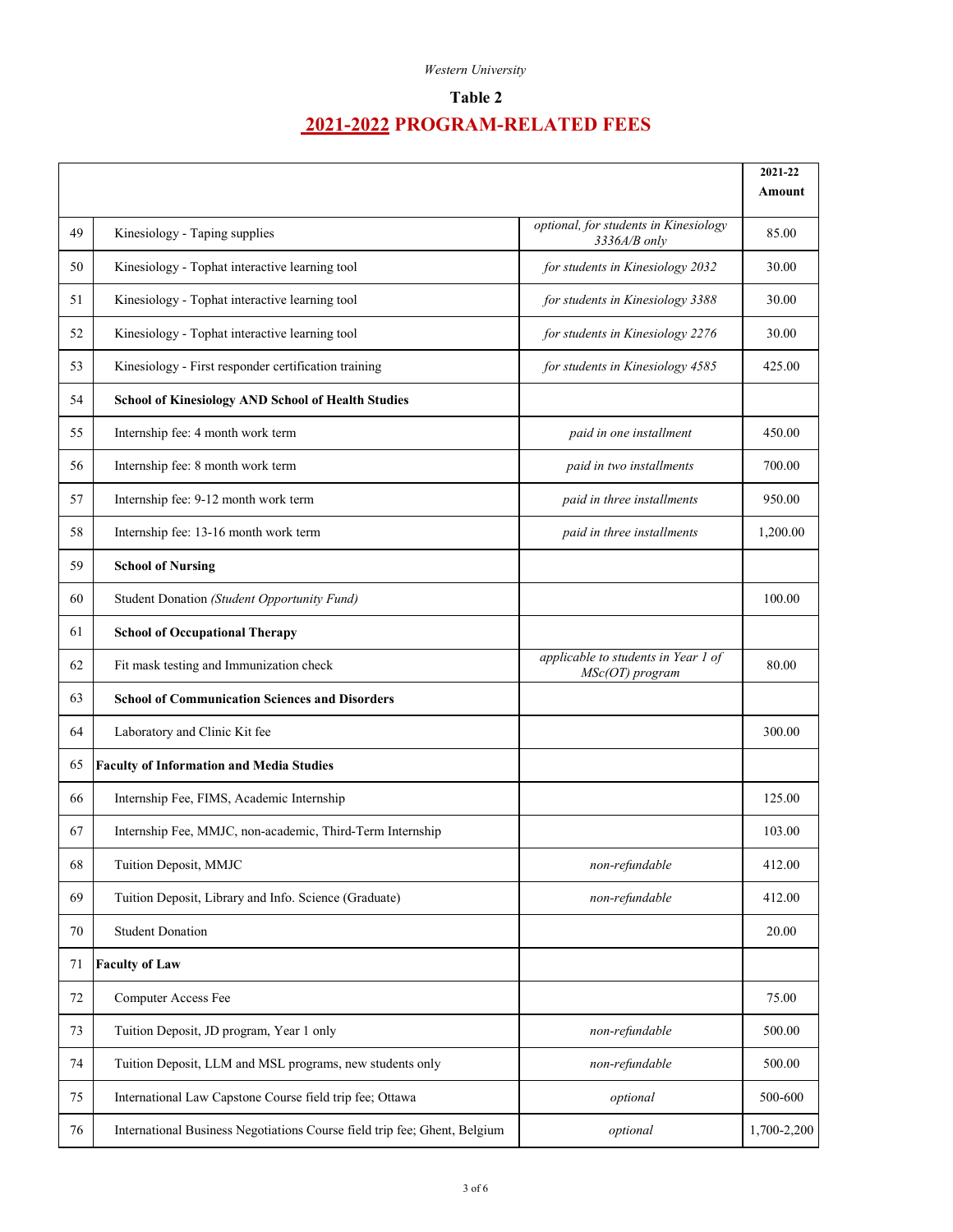*Western University*

## Table 2

# 2021-2022 PROGRAM-RELATED FEES

| | | | 2021-22 Amount |
|---|---|---|---|
| 49 | Kinesiology - Taping supplies | *optional, for students in Kinesiology 3336A/B only* | 85.00 |
| 50 | Kinesiology - Tophat interactive learning tool | *for students in Kinesiology 2032* | 30.00 |
| 51 | Kinesiology - Tophat interactive learning tool | *for students in Kinesiology 3388* | 30.00 |
| 52 | Kinesiology - Tophat interactive learning tool | *for students in Kinesiology 2276* | 30.00 |
| 53 | Kinesiology - First responder certification training | *for students in Kinesiology 4585* | 425.00 |
| 54 | **School of Kinesiology AND School of Health Studies** | | |
| 55 | Internship fee: 4 month work term | *paid in one installment* | 450.00 |
| 56 | Internship fee: 8 month work term | *paid in two installments* | 700.00 |
| 57 | Internship fee: 9-12 month work term | *paid in three installments* | 950.00 |
| 58 | Internship fee: 13-16 month work term | *paid in three installments* | 1,200.00 |
| 59 | **School of Nursing** | | |
| 60 | Student Donation *(Student Opportunity Fund)* | | 100.00 |
| 61 | **School of Occupational Therapy** | | |
| 62 | Fit mask testing and Immunization check | *applicable to students in Year 1 of MSc(OT) program* | 80.00 |
| 63 | **School of Communication Sciences and Disorders** | | |
| 64 | Laboratory and Clinic Kit fee | | 300.00 |
| 65 | **Faculty of Information and Media Studies** | | |
| 66 | Internship Fee, FIMS, Academic Internship | | 125.00 |
| 67 | Internship Fee, MMJC, non-academic, Third-Term Internship | | 103.00 |
| 68 | Tuition Deposit, MMJC | *non-refundable* | 412.00 |
| 69 | Tuition Deposit, Library and Info. Science (Graduate) | *non-refundable* | 412.00 |
| 70 | Student Donation | | 20.00 |
| 71 | **Faculty of Law** | | |
| 72 | Computer Access Fee | | 75.00 |
| 73 | Tuition Deposit, JD program, Year 1 only | *non-refundable* | 500.00 |
| 74 | Tuition Deposit, LLM and MSL programs, new students only | *non-refundable* | 500.00 |
| 75 | International Law Capstone Course field trip fee; Ottawa | *optional* | 500-600 |
| 76 | International Business Negotiations Course field trip fee; Ghent, Belgium | *optional* | 1,700-2,200 |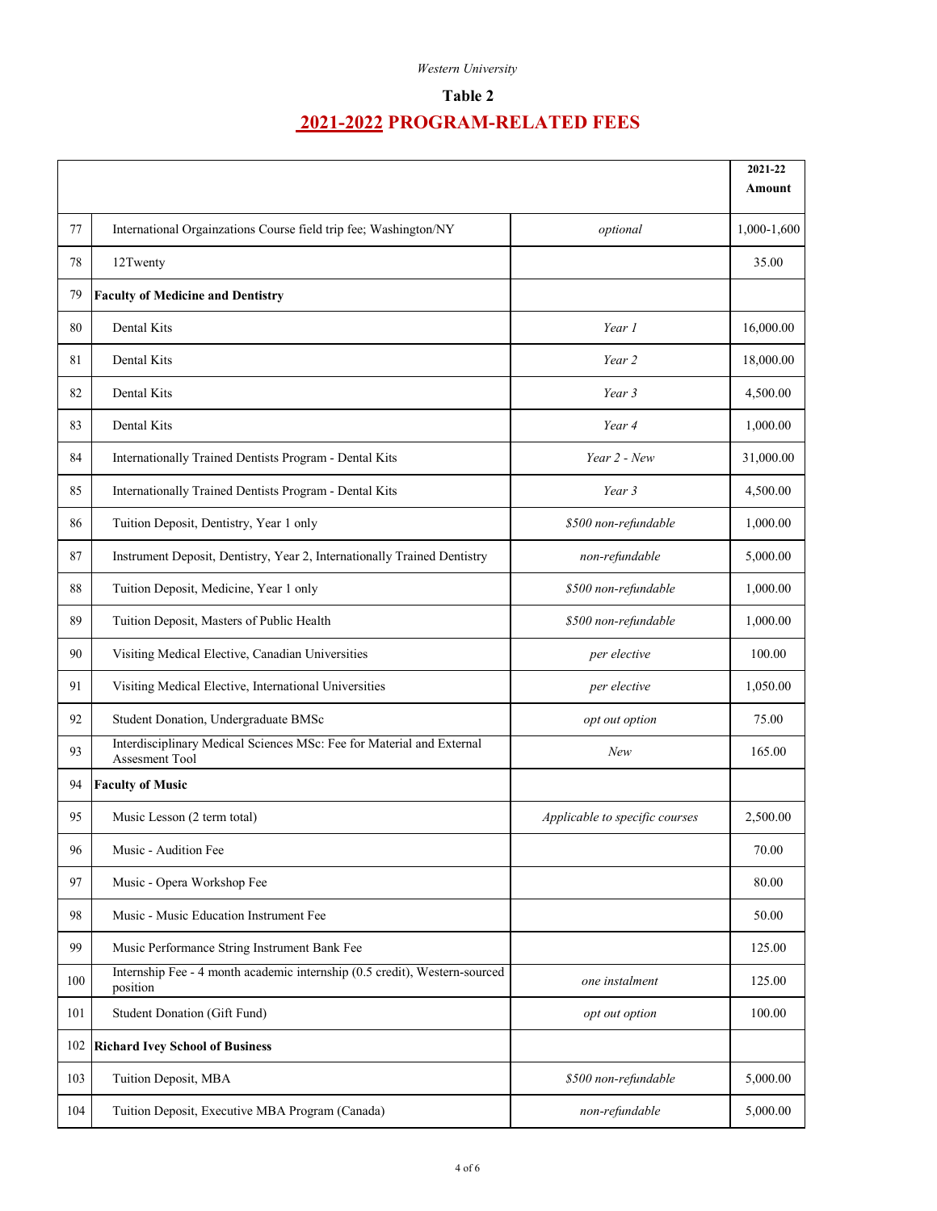*Western University*

## Table 2

## 2021-2022 PROGRAM-RELATED FEES

| | | | 2021-22 Amount |
|---|---|---|---|
| 77 | International Orgainzations Course field trip fee; Washington/NY | *optional* | 1,000-1,600 |
| 78 | 12Twenty | | 35.00 |
| 79 | **Faculty of Medicine and Dentistry** | | |
| 80 | Dental Kits | *Year 1* | 16,000.00 |
| 81 | Dental Kits | *Year 2* | 18,000.00 |
| 82 | Dental Kits | *Year 3* | 4,500.00 |
| 83 | Dental Kits | *Year 4* | 1,000.00 |
| 84 | Internationally Trained Dentists Program - Dental Kits | *Year 2 - New* | 31,000.00 |
| 85 | Internationally Trained Dentists Program - Dental Kits | *Year 3* | 4,500.00 |
| 86 | Tuition Deposit, Dentistry, Year 1 only | *$500 non-refundable* | 1,000.00 |
| 87 | Instrument Deposit, Dentistry, Year 2, Internationally Trained Dentistry | *non-refundable* | 5,000.00 |
| 88 | Tuition Deposit, Medicine, Year 1 only | *$500 non-refundable* | 1,000.00 |
| 89 | Tuition Deposit, Masters of Public Health | *$500 non-refundable* | 1,000.00 |
| 90 | Visiting Medical Elective, Canadian Universities | *per elective* | 100.00 |
| 91 | Visiting Medical Elective, International Universities | *per elective* | 1,050.00 |
| 92 | Student Donation, Undergraduate BMSc | *opt out option* | 75.00 |
| 93 | Interdisciplinary Medical Sciences MSc: Fee for Material and External Assesment Tool | *New* | 165.00 |
| 94 | **Faculty of Music** | | |
| 95 | Music Lesson (2 term total) | *Applicable to specific courses* | 2,500.00 |
| 96 | Music - Audition Fee | | 70.00 |
| 97 | Music - Opera Workshop Fee | | 80.00 |
| 98 | Music - Music Education Instrument Fee | | 50.00 |
| 99 | Music Performance String Instrument Bank Fee | | 125.00 |
| 100 | Internship Fee - 4 month academic internship (0.5 credit), Western-sourced position | *one instalment* | 125.00 |
| 101 | Student Donation (Gift Fund) | *opt out option* | 100.00 |
| 102 | **Richard Ivey School of Business** | | |
| 103 | Tuition Deposit, MBA | *$500 non-refundable* | 5,000.00 |
| 104 | Tuition Deposit, Executive MBA Program (Canada) | *non-refundable* | 5,000.00 |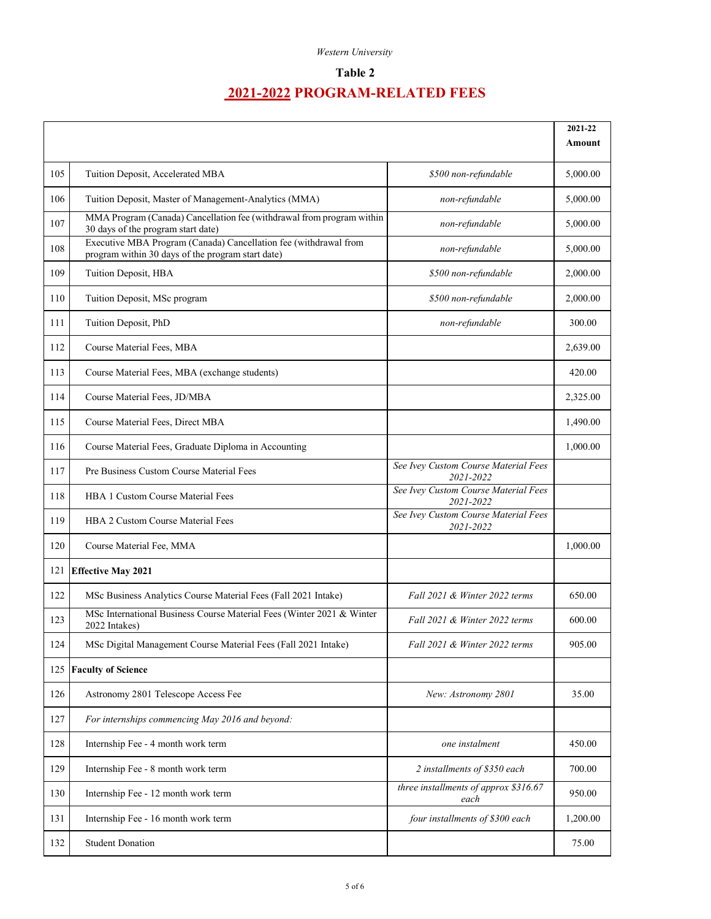Western University

# Table 2

## 2021-2022 PROGRAM-RELATED FEES

| | | | 2021-22 Amount |
|---|---|---|---|
| 105 | Tuition Deposit, Accelerated MBA | *$500 non-refundable* | 5,000.00 |
| 106 | Tuition Deposit, Master of Management-Analytics (MMA) | *non-refundable* | 5,000.00 |
| 107 | MMA Program (Canada) Cancellation fee (withdrawal from program within 30 days of the program start date) | *non-refundable* | 5,000.00 |
| 108 | Executive MBA Program (Canada) Cancellation fee (withdrawal from program within 30 days of the program start date) | *non-refundable* | 5,000.00 |
| 109 | Tuition Deposit, HBA | *$500 non-refundable* | 2,000.00 |
| 110 | Tuition Deposit, MSc program | *$500 non-refundable* | 2,000.00 |
| 111 | Tuition Deposit, PhD | *non-refundable* | 300.00 |
| 112 | Course Material Fees, MBA | | 2,639.00 |
| 113 | Course Material Fees, MBA (exchange students) | | 420.00 |
| 114 | Course Material Fees, JD/MBA | | 2,325.00 |
| 115 | Course Material Fees, Direct MBA | | 1,490.00 |
| 116 | Course Material Fees, Graduate Diploma in Accounting | | 1,000.00 |
| 117 | Pre Business Custom Course Material Fees | *See Ivey Custom Course Material Fees 2021-2022* | |
| 118 | HBA 1 Custom Course Material Fees | *See Ivey Custom Course Material Fees 2021-2022* | |
| 119 | HBA 2 Custom Course Material Fees | *See Ivey Custom Course Material Fees 2021-2022* | |
| 120 | Course Material Fee, MMA | | 1,000.00 |
| 121 | **Effective May 2021** | | |
| 122 | MSc Business Analytics Course Material Fees (Fall 2021 Intake) | *Fall 2021 & Winter 2022 terms* | 650.00 |
| 123 | MSc International Business Course Material Fees (Winter 2021 & Winter 2022 Intakes) | *Fall 2021 & Winter 2022 terms* | 600.00 |
| 124 | MSc Digital Management Course Material Fees (Fall 2021 Intake) | *Fall 2021 & Winter 2022 terms* | 905.00 |
| 125 | **Faculty of Science** | | |
| 126 | Astronomy 2801 Telescope Access Fee | *New: Astronomy 2801* | 35.00 |
| 127 | *For internships commencing May 2016 and beyond:* | | |
| 128 | Internship Fee - 4 month work term | *one instalment* | 450.00 |
| 129 | Internship Fee - 8 month work term | *2 installments of $350 each* | 700.00 |
| 130 | Internship Fee - 12 month work term | *three installments of approx $316.67 each* | 950.00 |
| 131 | Internship Fee - 16 month work term | *four installments of $300 each* | 1,200.00 |
| 132 | Student Donation | | 75.00 |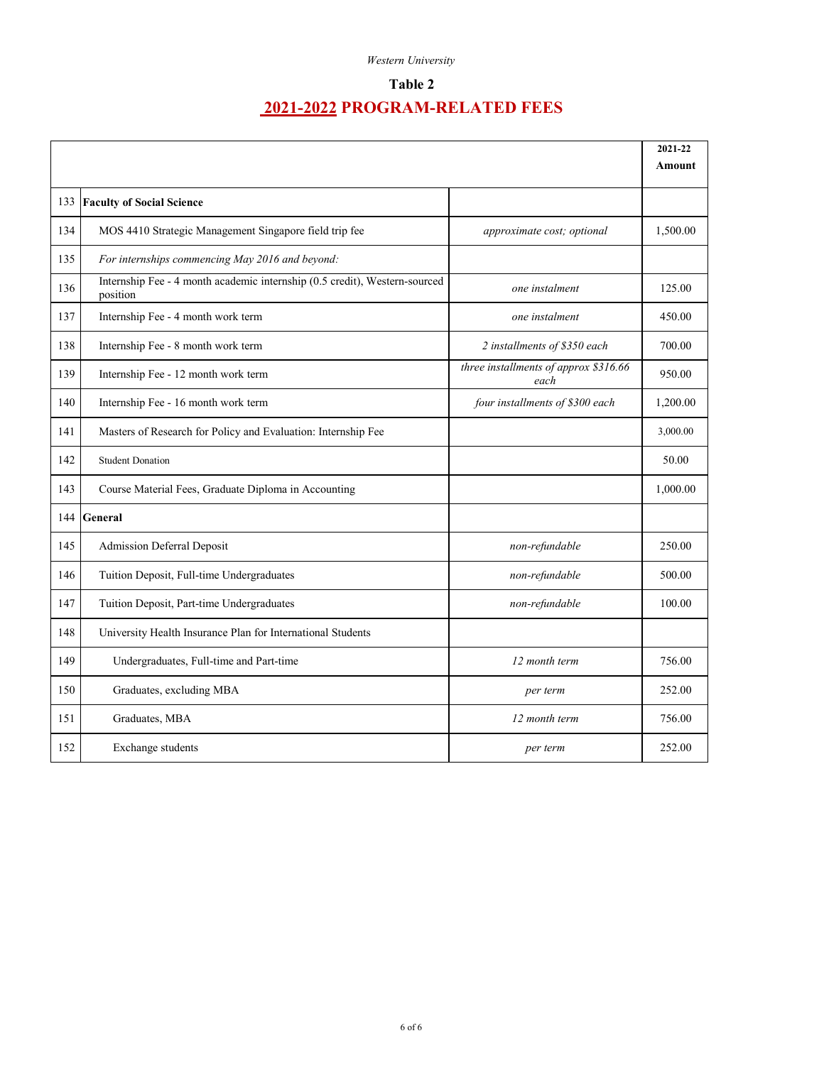*Western University*

## Table 2

# 2021-2022 PROGRAM-RELATED FEES

| | | | 2021-22 Amount |
|---|---|---|---|
| 133 | **Faculty of Social Science** | | |
| 134 | MOS 4410 Strategic Management Singapore field trip fee | *approximate cost; optional* | 1,500.00 |
| 135 | *For internships commencing May 2016 and beyond:* | | |
| 136 | Internship Fee - 4 month academic internship (0.5 credit), Western-sourced position | *one instalment* | 125.00 |
| 137 | Internship Fee - 4 month work term | *one instalment* | 450.00 |
| 138 | Internship Fee - 8 month work term | *2 installments of $350 each* | 700.00 |
| 139 | Internship Fee - 12 month work term | *three installments of approx $316.66 each* | 950.00 |
| 140 | Internship Fee - 16 month work term | *four installments of $300 each* | 1,200.00 |
| 141 | Masters of Research for Policy and Evaluation: Internship Fee | | 3,000.00 |
| 142 | Student Donation | | 50.00 |
| 143 | Course Material Fees, Graduate Diploma in Accounting | | 1,000.00 |
| 144 | **General** | | |
| 145 | Admission Deferral Deposit | *non-refundable* | 250.00 |
| 146 | Tuition Deposit, Full-time Undergraduates | *non-refundable* | 500.00 |
| 147 | Tuition Deposit, Part-time Undergraduates | *non-refundable* | 100.00 |
| 148 | University Health Insurance Plan for International Students | | |
| 149 | Undergraduates, Full-time and Part-time | *12 month term* | 756.00 |
| 150 | Graduates, excluding MBA | *per term* | 252.00 |
| 151 | Graduates, MBA | *12 month term* | 756.00 |
| 152 | Exchange students | *per term* | 252.00 |